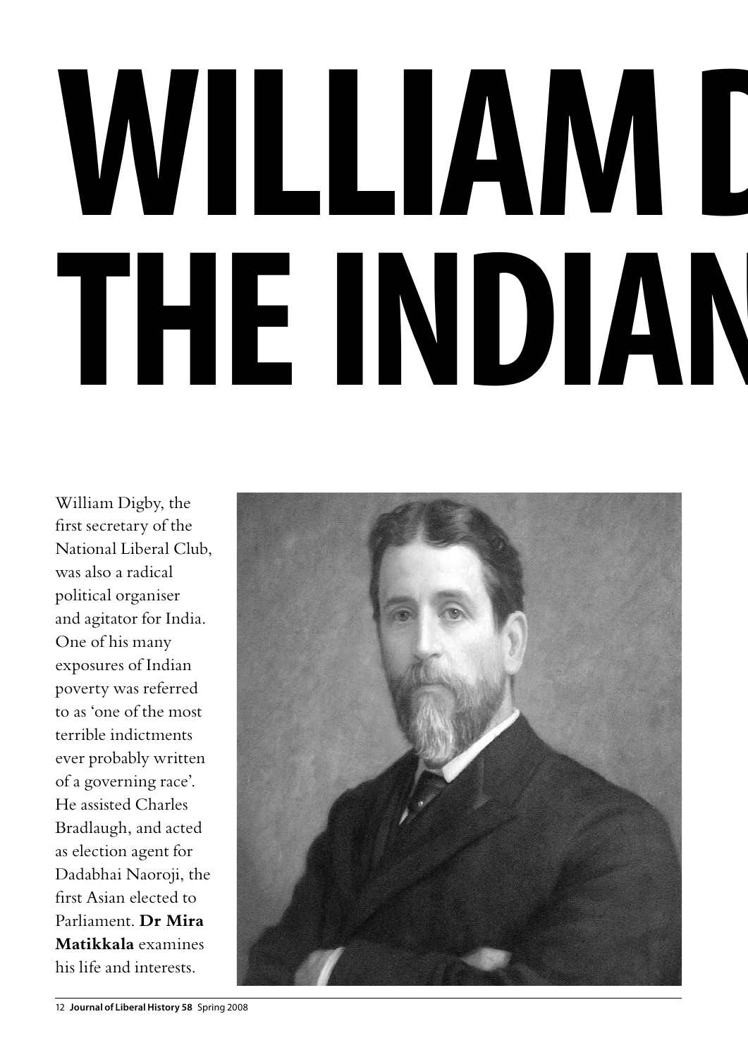# WILLIAM D
# THE INDIAN

William Digby, the first secretary of the National Liberal Club, was also a radical political organiser and agitator for India. One of his many exposures of Indian poverty was referred to as 'one of the most terrible indictments ever probably written of a governing race'. He assisted Charles Bradlaugh, and acted as election agent for Dadabhai Naoroji, the first Asian elected to Parliament. **Dr Mira Matikkala** examines his life and interests.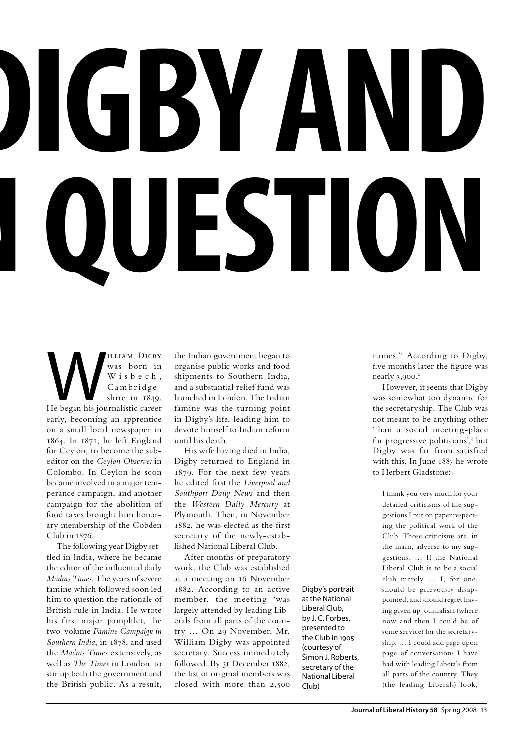# DIGBY AND
# N QUESTION

William Digby was born in Wisbech, Cambridgeshire in 1849. He began his journalistic career early, becoming an apprentice on a small local newspaper in 1864. In 1871, he left England for Ceylon, to become the sub-editor on the *Ceylon Observer* in Colombo. In Ceylon he soon became involved in a major temperance campaign, and another campaign for the abolition of food taxes brought him honorary membership of the Cobden Club in 1876.

The following year Digby settled in India, where he became the editor of the influential daily *Madras Times*. The years of severe famine which followed soon led him to question the rationale of British rule in India. He wrote his first major pamphlet, the two-volume *Famine Campaign in Southern India*, in 1878, and used the *Madras Times* extensively, as well as *The Times* in London, to stir up both the government and the British public. As a result, the Indian government began to organise public works and food shipments to Southern India, and a substantial relief fund was launched in London. The Indian famine was the turning-point in Digby's life, leading him to devote himself to Indian reform until his death.

His wife having died in India, Digby returned to England in 1879. For the next few years he edited first the *Liverpool and Southport Daily News* and then the *Western Daily Mercury* at Plymouth. Then, in November 1882, he was elected as the first secretary of the newly-established National Liberal Club.

After months of preparatory work, the Club was established at a meeting on 16 November 1882. According to an active member, the meeting 'was largely attended by leading Liberals from all parts of the country … On 29 November, Mr. William Digby was appointed secretary. Success immediately followed. By 31 December 1882, the list of original members was closed with more than 2,500 names.'[1] According to Digby, five months later the figure was nearly 3,900.[2]

However, it seems that Digby was somewhat too dynamic for the secretaryship. The Club was not meant to be anything other 'than a social meeting-place for progressive politicians',[3] but Digby was far from satisfied with this. In June 1883 he wrote to Herbert Gladstone:

> I thank you very much for your detailed criticisms of the suggestions I put on paper respecting the political work of the Club. Those criticisms are, in the main, adverse to my suggestions. … If the National Liberal Club is to be a social club merely … I, for one, should be grievously disappointed, and should regret having given up journalism (where now and then I could be of some service) for the secretaryship. … I could add page upon page of conversations I have had with leading Liberals from all parts of the country. They (the leading Liberals) look,

Digby's portrait at the National Liberal Club, by J. C. Forbes, presented to the Club in 1905 (courtesy of Simon J. Roberts, secretary of the National Liberal Club)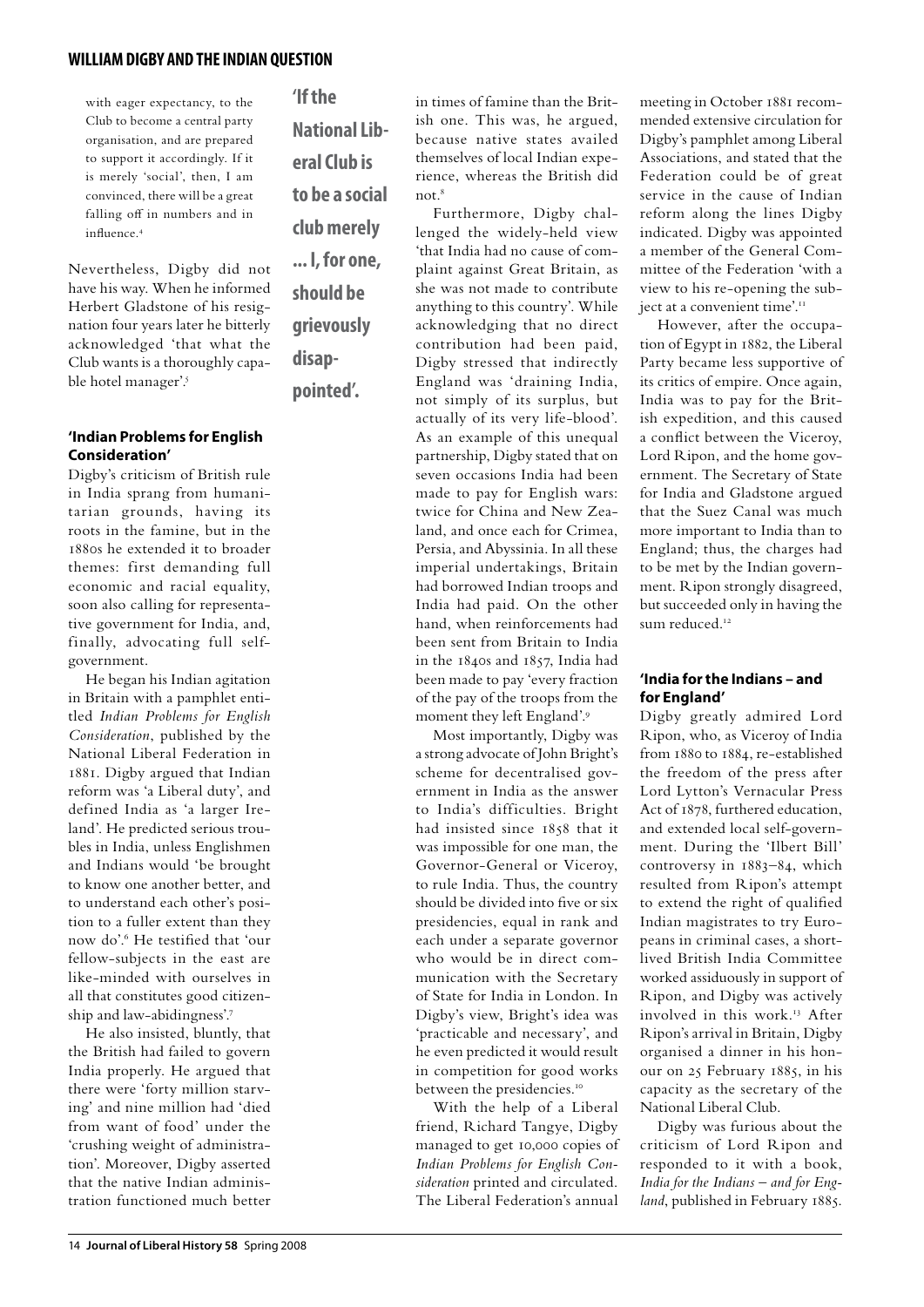with eager expectancy, to the Club to become a central party organisation, and are prepared to support it accordingly. If it is merely 'social', then, I am convinced, there will be a great falling off in numbers and in influence.[4]

Nevertheless, Digby did not have his way. When he informed Herbert Gladstone of his resignation four years later he bitterly acknowledged 'that what the Club wants is a thoroughly capable hotel manager'.[5]

**'If the National Liberal Club is to be a social club merely … I, for one, should be grievously disappointed'.**

## 'Indian Problems for English Consideration'

Digby's criticism of British rule in India sprang from humanitarian grounds, having its roots in the famine, but in the 1880s he extended it to broader themes: first demanding full economic and racial equality, soon also calling for representative government for India, and, finally, advocating full self-government.

He began his Indian agitation in Britain with a pamphlet entitled *Indian Problems for English Consideration*, published by the National Liberal Federation in 1881. Digby argued that Indian reform was 'a Liberal duty', and defined India as 'a larger Ireland'. He predicted serious troubles in India, unless Englishmen and Indians would 'be brought to know one another better, and to understand each other's position to a fuller extent than they now do'.[6] He testified that 'our fellow-subjects in the east are like-minded with ourselves in all that constitutes good citizenship and law-abidingness'.[7]

He also insisted, bluntly, that the British had failed to govern India properly. He argued that there were 'forty million starving' and nine million had 'died from want of food' under the 'crushing weight of administration'. Moreover, Digby asserted that the native Indian administration functioned much better in times of famine than the British one. This was, he argued, because native states availed themselves of local Indian experience, whereas the British did not.[8]

Furthermore, Digby challenged the widely-held view 'that India had no cause of complaint against Great Britain, as she was not made to contribute anything to this country'. While acknowledging that no direct contribution had been paid, Digby stressed that indirectly England was 'draining India, not simply of its surplus, but actually of its very life-blood'. As an example of this unequal partnership, Digby stated that on seven occasions India had been made to pay for English wars: twice for China and New Zealand, and once each for Crimea, Persia, and Abyssinia. In all these imperial undertakings, Britain had borrowed Indian troops and India had paid. On the other hand, when reinforcements had been sent from Britain to India in the 1840s and 1857, India had been made to pay 'every fraction of the pay of the troops from the moment they left England'.[9]

Most importantly, Digby was a strong advocate of John Bright's scheme for decentralised government in India as the answer to India's difficulties. Bright had insisted since 1858 that it was impossible for one man, the Governor-General or Viceroy, to rule India. Thus, the country should be divided into five or six presidencies, equal in rank and each under a separate governor who would be in direct communication with the Secretary of State for India in London. In Digby's view, Bright's idea was 'practicable and necessary', and he even predicted it would result in competition for good works between the presidencies.[10]

With the help of a Liberal friend, Richard Tangye, Digby managed to get 10,000 copies of *Indian Problems for English Consideration* printed and circulated. The Liberal Federation's annual meeting in October 1881 recommended extensive circulation for Digby's pamphlet among Liberal Associations, and stated that the Federation could be of great service in the cause of Indian reform along the lines Digby indicated. Digby was appointed a member of the General Committee of the Federation 'with a view to his re-opening the subject at a convenient time'.[11]

However, after the occupation of Egypt in 1882, the Liberal Party became less supportive of its critics of empire. Once again, India was to pay for the British expedition, and this caused a conflict between the Viceroy, Lord Ripon, and the home government. The Secretary of State for India and Gladstone argued that the Suez Canal was much more important to India than to England; thus, the charges had to be met by the Indian government. Ripon strongly disagreed, but succeeded only in having the sum reduced.[12]

## 'India for the Indians – and for England'

Digby greatly admired Lord Ripon, who, as Viceroy of India from 1880 to 1884, re-established the freedom of the press after Lord Lytton's Vernacular Press Act of 1878, furthered education, and extended local self-government. During the 'Ilbert Bill' controversy in 1883–84, which resulted from Ripon's attempt to extend the right of qualified Indian magistrates to try Europeans in criminal cases, a short-lived British India Committee worked assiduously in support of Ripon, and Digby was actively involved in this work.[13] After Ripon's arrival in Britain, Digby organised a dinner in his honour on 25 February 1885, in his capacity as the secretary of the National Liberal Club.

Digby was furious about the criticism of Lord Ripon and responded to it with a book, *India for the Indians – and for England*, published in February 1885.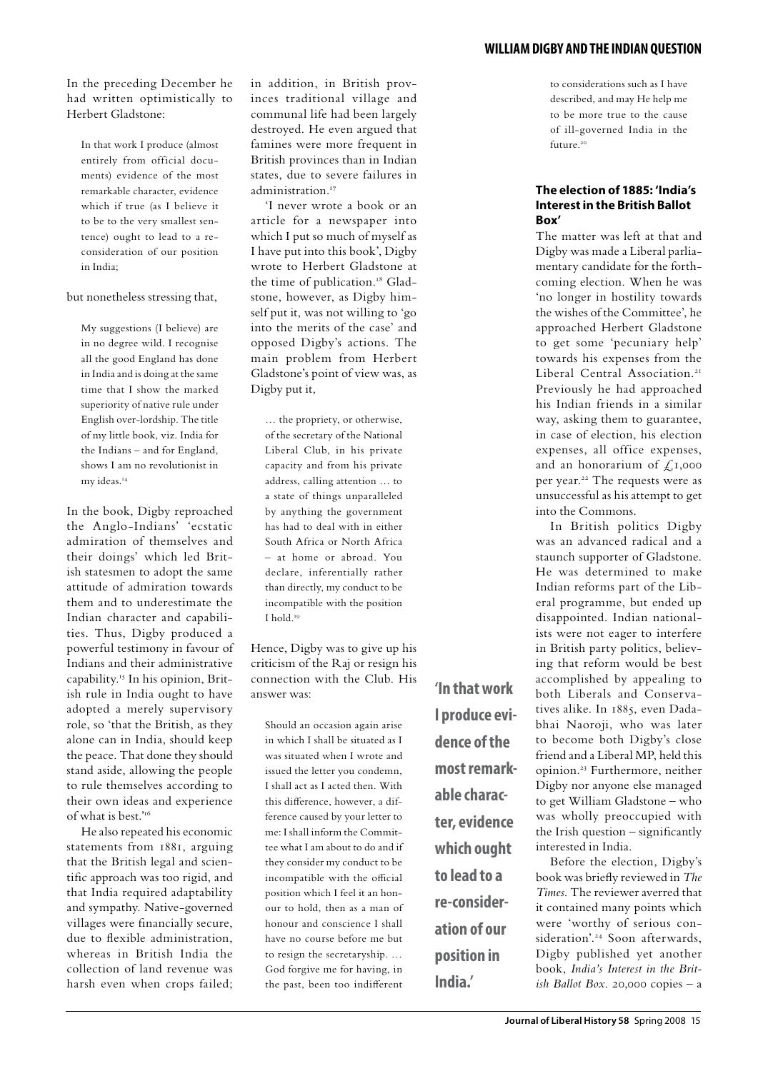In the preceding December he had written optimistically to Herbert Gladstone:

> In that work I produce (almost entirely from official documents) evidence of the most remarkable character, evidence which if true (as I believe it to be to the very smallest sentence) ought to lead to a reconsideration of our position in India;

but nonetheless stressing that,

> My suggestions (I believe) are in no degree wild. I recognise all the good England has done in India and is doing at the same time that I show the marked superiority of native rule under English over-lordship. The title of my little book, viz. India for the Indians – and for England, shows I am no revolutionist in my ideas.[14]

In the book, Digby reproached the Anglo-Indians' 'ecstatic admiration of themselves and their doings' which led British statesmen to adopt the same attitude of admiration towards them and to underestimate the Indian character and capabilities. Thus, Digby produced a powerful testimony in favour of Indians and their administrative capability.[15] In his opinion, British rule in India ought to have adopted a merely supervisory role, so 'that the British, as they alone can in India, should keep the peace. That done they should stand aside, allowing the people to rule themselves according to their own ideas and experience of what is best.'[16]

He also repeated his economic statements from 1881, arguing that the British legal and scientific approach was too rigid, and that India required adaptability and sympathy. Native-governed villages were financially secure, due to flexible administration, whereas in British India the collection of land revenue was harsh even when crops failed; in addition, in British provinces traditional village and communal life had been largely destroyed. He even argued that famines were more frequent in British provinces than in Indian states, due to severe failures in administration.[17]

'I never wrote a book or an article for a newspaper into which I put so much of myself as I have put into this book', Digby wrote to Herbert Gladstone at the time of publication.[18] Gladstone, however, as Digby himself put it, was not willing to 'go into the merits of the case' and opposed Digby's actions. The main problem from Herbert Gladstone's point of view was, as Digby put it,

> … the propriety, or otherwise, of the secretary of the National Liberal Club, in his private capacity and from his private address, calling attention … to a state of things unparalleled by anything the government has had to deal with in either South Africa or North Africa – at home or abroad. You declare, inferentially rather than directly, my conduct to be incompatible with the position I hold.[19]

Hence, Digby was to give up his criticism of the Raj or resign his connection with the Club. His answer was:

> Should an occasion again arise in which I shall be situated as I was situated when I wrote and issued the letter you condemn, I shall act as I acted then. With this difference, however, a difference caused by your letter to me: I shall inform the Committee what I am about to do and if they consider my conduct to be incompatible with the official position which I feel it an honour to hold, then as a man of honour and conscience I shall have no course before me but to resign the secretaryship. … God forgive me for having, in the past, been too indifferent to considerations such as I have described, and may He help me to be more true to the cause of ill-governed India in the future.[20]

**'In that work I produce evidence of the most remarkable character, evidence which ought to lead to a re-consideration of our position in India.'**

### The election of 1885: 'India's Interest in the British Ballot Box'

The matter was left at that and Digby was made a Liberal parliamentary candidate for the forthcoming election. When he was 'no longer in hostility towards the wishes of the Committee', he approached Herbert Gladstone to get some 'pecuniary help' towards his expenses from the Liberal Central Association.[21] Previously he had approached his Indian friends in a similar way, asking them to guarantee, in case of election, his election expenses, all office expenses, and an honorarium of £1,000 per year.[22] The requests were as unsuccessful as his attempt to get into the Commons.

In British politics Digby was an advanced radical and a staunch supporter of Gladstone. He was determined to make Indian reforms part of the Liberal programme, but ended up disappointed. Indian nationalists were not eager to interfere in British party politics, believing that reform would be best accomplished by appealing to both Liberals and Conservatives alike. In 1885, even Dadabhai Naoroji, who was later to become both Digby's close friend and a Liberal MP, held this opinion.[23] Furthermore, neither Digby nor anyone else managed to get William Gladstone – who was wholly preoccupied with the Irish question – significantly interested in India.

Before the election, Digby's book was briefly reviewed in *The Times*. The reviewer averred that it contained many points which were 'worthy of serious consideration'.[24] Soon afterwards, Digby published yet another book, *India's Interest in the British Ballot Box*. 20,000 copies – a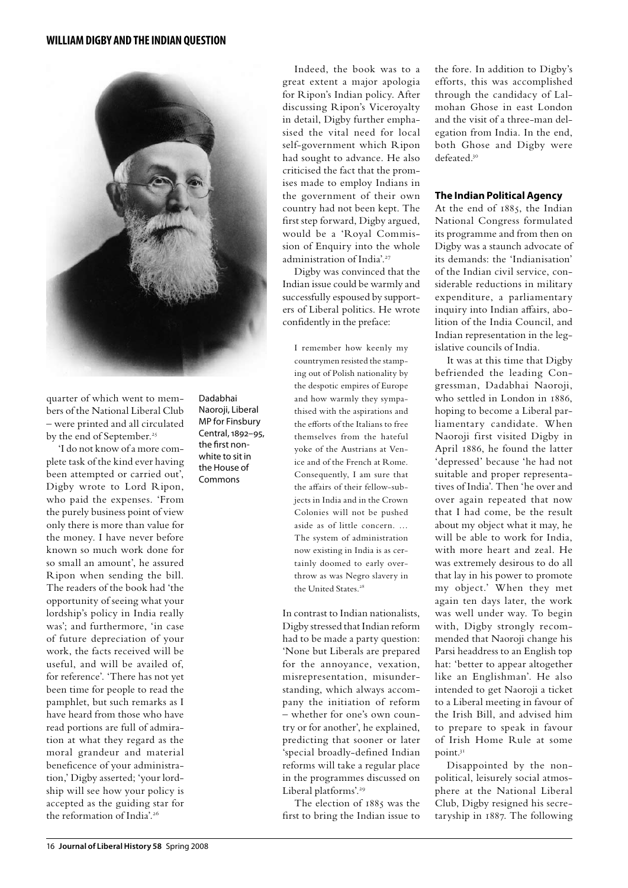quarter of which went to members of the National Liberal Club – were printed and all circulated by the end of September.[25]

'I do not know of a more complete task of the kind ever having been attempted or carried out', Digby wrote to Lord Ripon, who paid the expenses. 'From the purely business point of view only there is more than value for the money. I have never before known so much work done for so small an amount', he assured Ripon when sending the bill. The readers of the book had 'the opportunity of seeing what your lordship's policy in India really was'; and furthermore, 'in case of future depreciation of your work, the facts received will be useful, and will be availed of, for reference'. 'There has not yet been time for people to read the pamphlet, but such remarks as I have heard from those who have read portions are full of admiration at what they regard as the moral grandeur and material beneficence of your administration,' Digby asserted; 'your lordship will see how your policy is accepted as the guiding star for the reformation of India'.[26]

Dadabhai Naoroji, Liberal MP for Finsbury Central, 1892–95, the first non-white to sit in the House of Commons

Indeed, the book was to a great extent a major apologia for Ripon's Indian policy. After discussing Ripon's Viceroyalty in detail, Digby further emphasised the vital need for local self-government which Ripon had sought to advance. He also criticised the fact that the promises made to employ Indians in the government of their own country had not been kept. The first step forward, Digby argued, would be a 'Royal Commission of Enquiry into the whole administration of India'.[27]

Digby was convinced that the Indian issue could be warmly and successfully espoused by supporters of Liberal politics. He wrote confidently in the preface:

> I remember how keenly my countrymen resisted the stamping out of Polish nationality by the despotic empires of Europe and how warmly they sympathised with the aspirations and the efforts of the Italians to free themselves from the hateful yoke of the Austrians at Venice and of the French at Rome. Consequently, I am sure that the affairs of their fellow-subjects in India and in the Crown Colonies will not be pushed aside as of little concern. … The system of administration now existing in India is as certainly doomed to early overthrow as was Negro slavery in the United States.[28]

In contrast to Indian nationalists, Digby stressed that Indian reform had to be made a party question: 'None but Liberals are prepared for the annoyance, vexation, misrepresentation, misunderstanding, which always accompany the initiation of reform – whether for one's own country or for another', he explained, predicting that sooner or later 'special broadly-defined Indian reforms will take a regular place in the programmes discussed on Liberal platforms'.[29]

The election of 1885 was the first to bring the Indian issue to the fore. In addition to Digby's efforts, this was accomplished through the candidacy of Lalmohan Ghose in east London and the visit of a three-man delegation from India. In the end, both Ghose and Digby were defeated.[30]

### The Indian Political Agency

At the end of 1885, the Indian National Congress formulated its programme and from then on Digby was a staunch advocate of its demands: the 'Indianisation' of the Indian civil service, considerable reductions in military expenditure, a parliamentary inquiry into Indian affairs, abolition of the India Council, and Indian representation in the legislative councils of India.

It was at this time that Digby befriended the leading Congressman, Dadabhai Naoroji, who settled in London in 1886, hoping to become a Liberal parliamentary candidate. When Naoroji first visited Digby in April 1886, he found the latter 'depressed' because 'he had not suitable and proper representatives of India'. Then 'he over and over again repeated that now that I had come, be the result about my object what it may, he will be able to work for India, with more heart and zeal. He was extremely desirous to do all that lay in his power to promote my object.' When they met again ten days later, the work was well under way. To begin with, Digby strongly recommended that Naoroji change his Parsi headdress to an English top hat: 'better to appear altogether like an Englishman'. He also intended to get Naoroji a ticket to a Liberal meeting in favour of the Irish Bill, and advised him to prepare to speak in favour of Irish Home Rule at some point.[31]

Disappointed by the non-political, leisurely social atmosphere at the National Liberal Club, Digby resigned his secretaryship in 1887. The following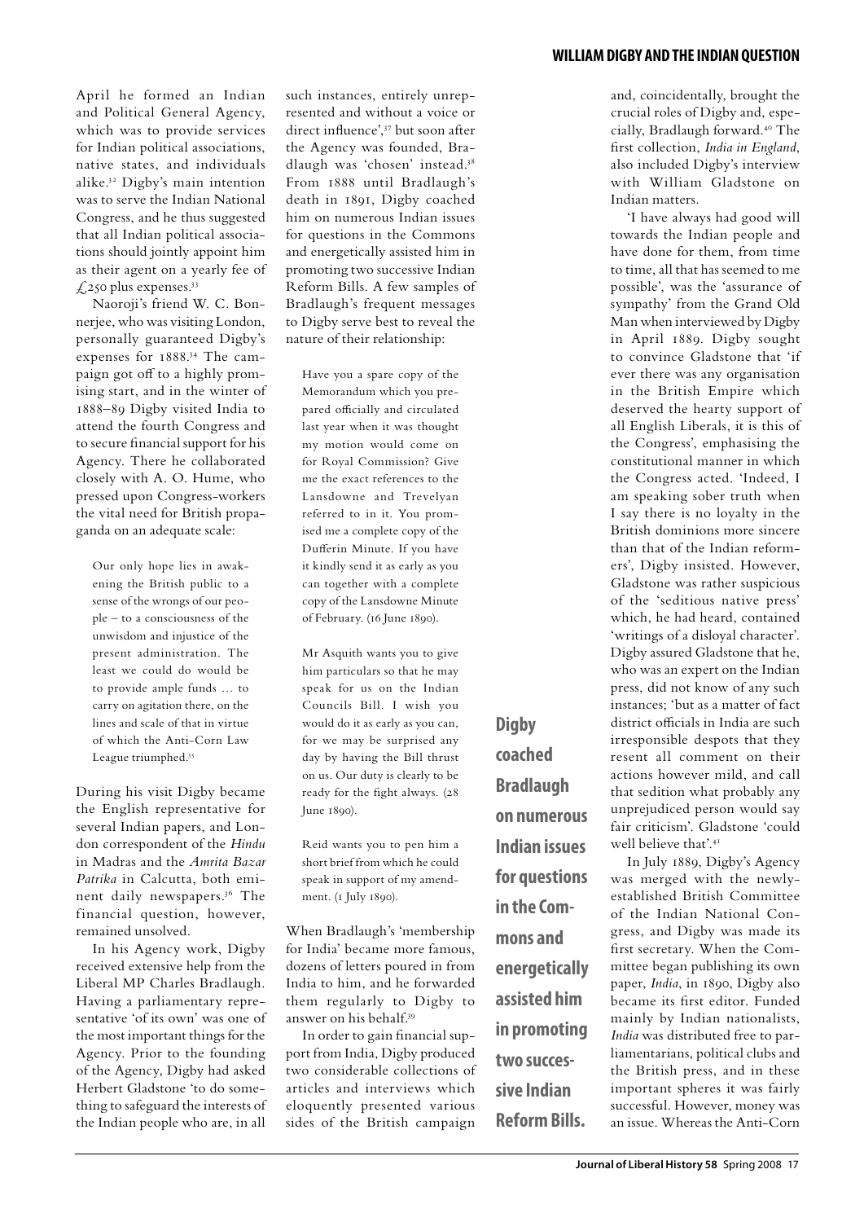April he formed an Indian and Political General Agency, which was to provide services for Indian political associations, native states, and individuals alike.[32] Digby's main intention was to serve the Indian National Congress, and he thus suggested that all Indian political associations should jointly appoint him as their agent on a yearly fee of £250 plus expenses.[33]

Naoroji's friend W. C. Bonnerjee, who was visiting London, personally guaranteed Digby's expenses for 1888.[34] The campaign got off to a highly promising start, and in the winter of 1888–89 Digby visited India to attend the fourth Congress and to secure financial support for his Agency. There he collaborated closely with A. O. Hume, who pressed upon Congress-workers the vital need for British propaganda on an adequate scale:

> Our only hope lies in awakening the British public to a sense of the wrongs of our people – to a consciousness of the unwisdom and injustice of the present administration. The least we could do would be to provide ample funds … to carry on agitation there, on the lines and scale of that in virtue of which the Anti-Corn Law League triumphed.[35]

During his visit Digby became the English representative for several Indian papers, and London correspondent of the *Hindu* in Madras and the *Amrita Bazar Patrika* in Calcutta, both eminent daily newspapers.[36] The financial question, however, remained unsolved.

In his Agency work, Digby received extensive help from the Liberal MP Charles Bradlaugh. Having a parliamentary representative 'of its own' was one of the most important things for the Agency. Prior to the founding of the Agency, Digby had asked Herbert Gladstone 'to do something to safeguard the interests of the Indian people who are, in all such instances, entirely unrepresented and without a voice or direct influence',[37] but soon after the Agency was founded, Bradlaugh was 'chosen' instead.[38] From 1888 until Bradlaugh's death in 1891, Digby coached him on numerous Indian issues for questions in the Commons and energetically assisted him in promoting two successive Indian Reform Bills. A few samples of Bradlaugh's frequent messages to Digby serve best to reveal the nature of their relationship:

> Have you a spare copy of the Memorandum which you prepared officially and circulated last year when it was thought my motion would come on for Royal Commission? Give me the exact references to the Lansdowne and Trevelyan referred to in it. You promised me a complete copy of the Dufferin Minute. If you have it kindly send it as early as you can together with a complete copy of the Lansdowne Minute of February. (16 June 1890).

> Mr Asquith wants you to give him particulars so that he may speak for us on the Indian Councils Bill. I wish you would do it as early as you can, for we may be surprised any day by having the Bill thrust on us. Our duty is clearly to be ready for the fight always. (28 June 1890).

> Reid wants you to pen him a short brief from which he could speak in support of my amendment. (1 July 1890).

When Bradlaugh's 'membership for India' became more famous, dozens of letters poured in from India to him, and he forwarded them regularly to Digby to answer on his behalf.[39]

In order to gain financial support from India, Digby produced two considerable collections of articles and interviews which eloquently presented various sides of the British campaign and, coincidentally, brought the crucial roles of Digby and, especially, Bradlaugh forward.[40] The first collection, *India in England*, also included Digby's interview with William Gladstone on Indian matters.

**Digby coached Bradlaugh on numerous Indian issues for questions in the Commons and energetically assisted him in promoting two successive Indian Reform Bills.**

'I have always had good will towards the Indian people and have done for them, from time to time, all that has seemed to me possible', was the 'assurance of sympathy' from the Grand Old Man when interviewed by Digby in April 1889. Digby sought to convince Gladstone that 'if ever there was any organisation in the British Empire which deserved the hearty support of all English Liberals, it is this of the Congress', emphasising the constitutional manner in which the Congress acted. 'Indeed, I am speaking sober truth when I say there is no loyalty in the British dominions more sincere than that of the Indian reformers', Digby insisted. However, Gladstone was rather suspicious of the 'seditious native press' which, he had heard, contained 'writings of a disloyal character'. Digby assured Gladstone that he, who was an expert on the Indian press, did not know of any such instances; 'but as a matter of fact district officials in India are such irresponsible despots that they resent all comment on their actions however mild, and call that sedition what probably any unprejudiced person would say fair criticism'. Gladstone 'could well believe that'.[41]

In July 1889, Digby's Agency was merged with the newly-established British Committee of the Indian National Congress, and Digby was made its first secretary. When the Committee began publishing its own paper, *India*, in 1890, Digby also became its first editor. Funded mainly by Indian nationalists, *India* was distributed free to parliamentarians, political clubs and the British press, and in these important spheres it was fairly successful. However, money was an issue. Whereas the Anti-Corn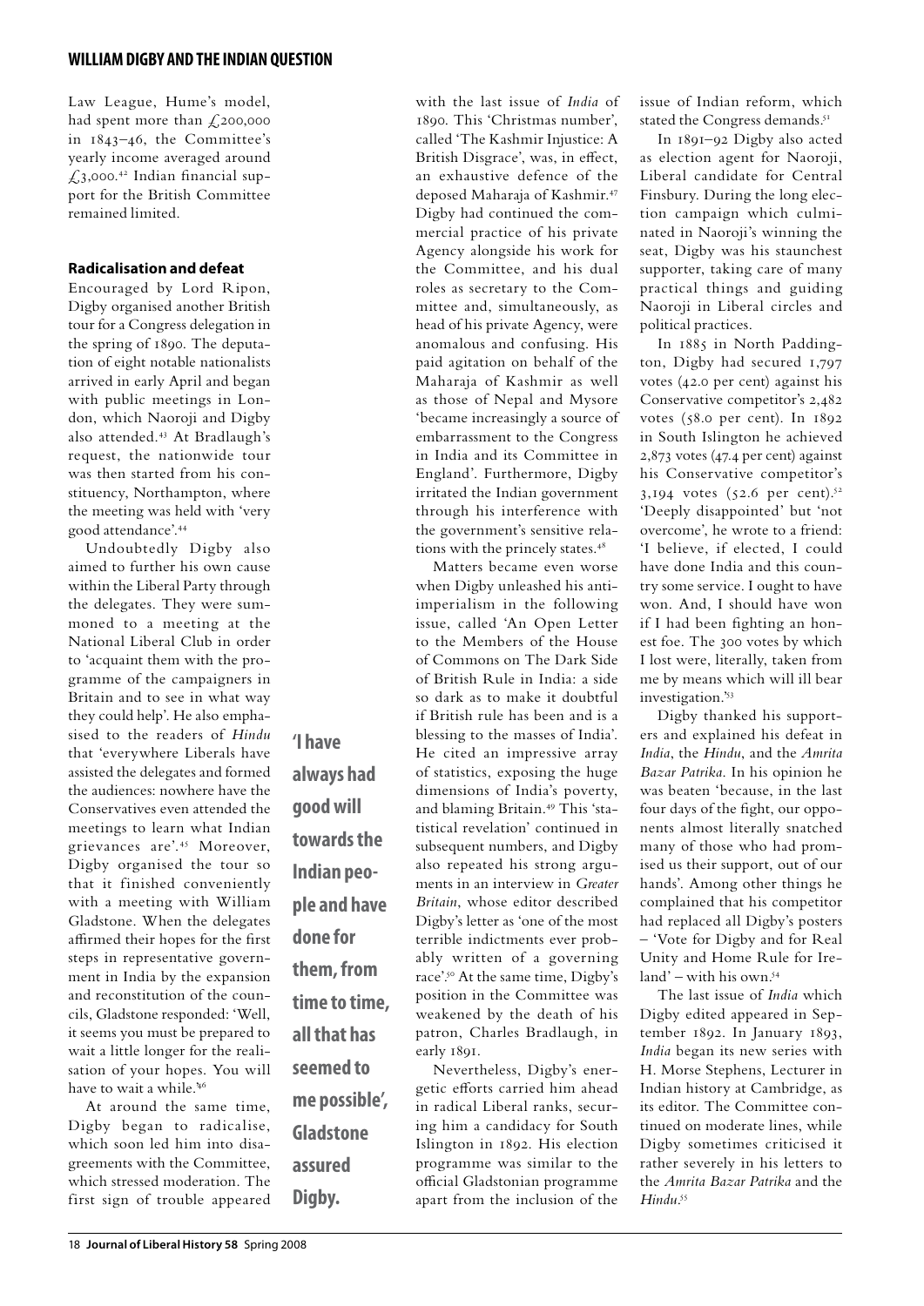Law League, Hume's model, had spent more than £200,000 in 1843–46, the Committee's yearly income averaged around £3,000.[42] Indian financial support for the British Committee remained limited.

### Radicalisation and defeat

Encouraged by Lord Ripon, Digby organised another British tour for a Congress delegation in the spring of 1890. The deputation of eight notable nationalists arrived in early April and began with public meetings in London, which Naoroji and Digby also attended.[43] At Bradlaugh's request, the nationwide tour was then started from his constituency, Northampton, where the meeting was held with 'very good attendance'.[44]

Undoubtedly Digby also aimed to further his own cause within the Liberal Party through the delegates. They were summoned to a meeting at the National Liberal Club in order to 'acquaint them with the programme of the campaigners in Britain and to see in what way they could help'. He also emphasised to the readers of *Hindu* that 'everywhere Liberals have assisted the delegates and formed the audiences: nowhere have the Conservatives even attended the meetings to learn what Indian grievances are'.[45] Moreover, Digby organised the tour so that it finished conveniently with a meeting with William Gladstone. When the delegates affirmed their hopes for the first steps in representative government in India by the expansion and reconstitution of the councils, Gladstone responded: 'Well, it seems you must be prepared to wait a little longer for the realisation of your hopes. You will have to wait a while.'[46]

At around the same time, Digby began to radicalise, which soon led him into disagreements with the Committee, which stressed moderation. The first sign of trouble appeared with the last issue of *India* of 1890. This 'Christmas number', called 'The Kashmir Injustice: A British Disgrace', was, in effect, an exhaustive defence of the deposed Maharaja of Kashmir.[47] Digby had continued the commercial practice of his private Agency alongside his work for the Committee, and his dual roles as secretary to the Committee and, simultaneously, as head of his private Agency, were anomalous and confusing. His paid agitation on behalf of the Maharaja of Kashmir as well as those of Nepal and Mysore 'became increasingly a source of embarrassment to the Congress in India and its Committee in England'. Furthermore, Digby irritated the Indian government through his interference with the government's sensitive relations with the princely states.[48]

Matters became even worse when Digby unleashed his anti-imperialism in the following issue, called 'An Open Letter to the Members of the House of Commons on The Dark Side of British Rule in India: a side so dark as to make it doubtful if British rule has been and is a blessing to the masses of India'. He cited an impressive array of statistics, exposing the huge dimensions of India's poverty, and blaming Britain.[49] This 'statistical revelation' continued in subsequent numbers, and Digby also repeated his strong arguments in an interview in *Greater Britain*, whose editor described Digby's letter as 'one of the most terrible indictments ever probably written of a governing race'.[50] At the same time, Digby's position in the Committee was weakened by the death of his patron, Charles Bradlaugh, in early 1891.

Nevertheless, Digby's energetic efforts carried him ahead in radical Liberal ranks, securing him a candidacy for South Islington in 1892. His election programme was similar to the official Gladstonian programme apart from the inclusion of the issue of Indian reform, which stated the Congress demands.[51]

In 1891–92 Digby also acted as election agent for Naoroji, Liberal candidate for Central Finsbury. During the long election campaign which culminated in Naoroji's winning the seat, Digby was his staunchest supporter, taking care of many practical things and guiding Naoroji in Liberal circles and political practices.

In 1885 in North Paddington, Digby had secured 1,797 votes (42.0 per cent) against his Conservative competitor's 2,482 votes (58.0 per cent). In 1892 in South Islington he achieved 2,873 votes (47.4 per cent) against his Conservative competitor's 3,194 votes (52.6 per cent).[52] 'Deeply disappointed' but 'not overcome', he wrote to a friend: 'I believe, if elected, I could have done India and this country some service. I ought to have won. And, I should have won if I had been fighting an honest foe. The 300 votes by which I lost were, literally, taken from me by means which will ill bear investigation.'[53]

Digby thanked his supporters and explained his defeat in *India*, the *Hindu*, and the *Amrita Bazar Patrika*. In his opinion he was beaten 'because, in the last four days of the fight, our opponents almost literally snatched many of those who had promised us their support, out of our hands'. Among other things he complained that his competitor had replaced all Digby's posters – 'Vote for Digby and for Real Unity and Home Rule for Ireland' – with his own.[54]

The last issue of *India* which Digby edited appeared in September 1892. In January 1893, *India* began its new series with H. Morse Stephens, Lecturer in Indian history at Cambridge, as its editor. The Committee continued on moderate lines, while Digby sometimes criticised it rather severely in his letters to the *Amrita Bazar Patrika* and the *Hindu*.[55]

**'I have always had good will towards the Indian people and have done for them, from time to time, all that has seemed to me possible', Gladstone assured Digby.**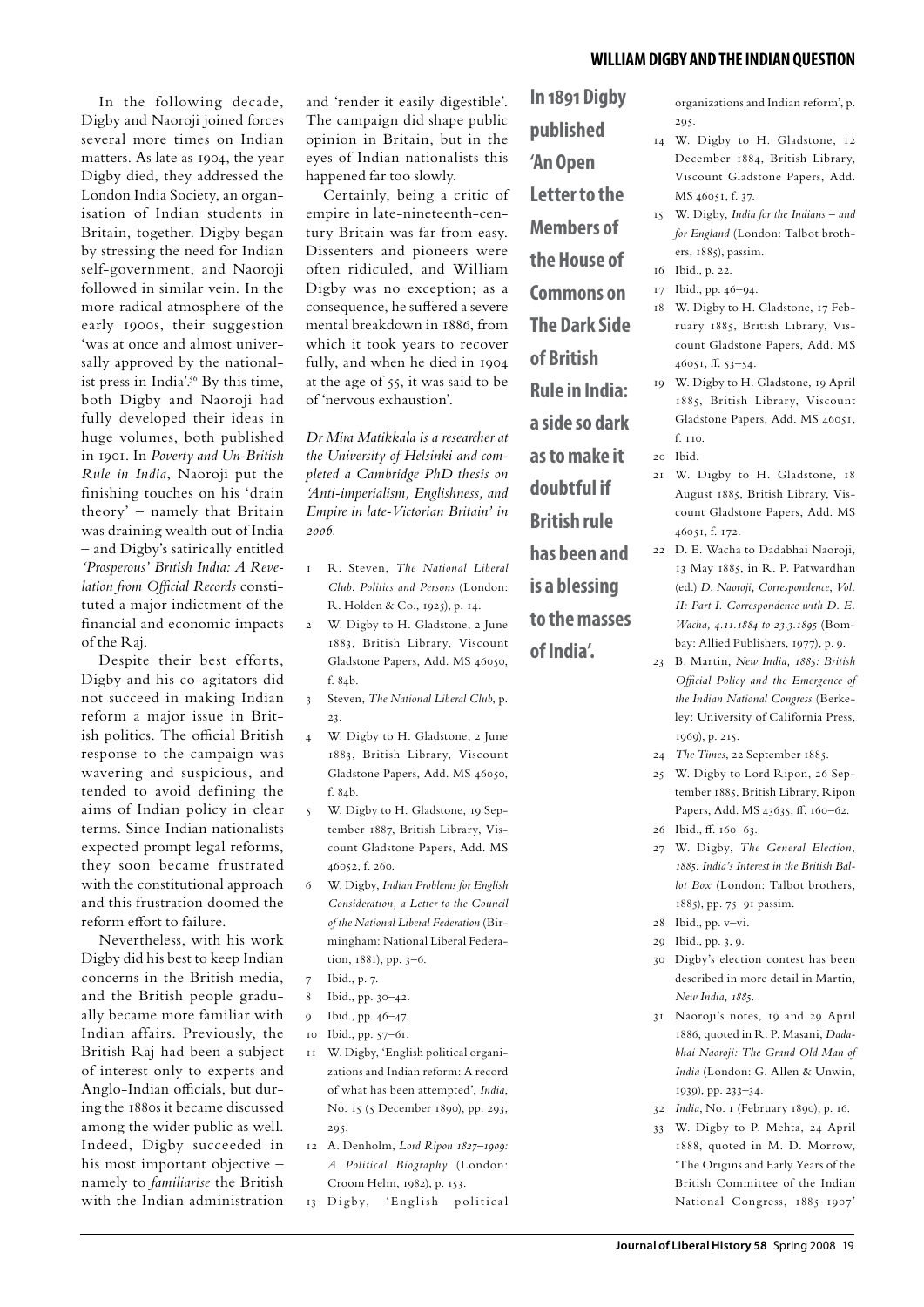In the following decade, Digby and Naoroji joined forces several more times on Indian matters. As late as 1904, the year Digby died, they addressed the London India Society, an organisation of Indian students in Britain, together. Digby began by stressing the need for Indian self-government, and Naoroji followed in similar vein. In the more radical atmosphere of the early 1900s, their suggestion 'was at once and almost universally approved by the nationalist press in India'.[56] By this time, both Digby and Naoroji had fully developed their ideas in huge volumes, both published in 1901. In *Poverty and Un-British Rule in India*, Naoroji put the finishing touches on his 'drain theory' – namely that Britain was draining wealth out of India – and Digby's satirically entitled *'Prosperous' British India: A Revelation from Official Records* constituted a major indictment of the financial and economic impacts of the Raj.

Despite their best efforts, Digby and his co-agitators did not succeed in making Indian reform a major issue in British politics. The official British response to the campaign was wavering and suspicious, and tended to avoid defining the aims of Indian policy in clear terms. Since Indian nationalists expected prompt legal reforms, they soon became frustrated with the constitutional approach and this frustration doomed the reform effort to failure.

Nevertheless, with his work Digby did his best to keep Indian concerns in the British media, and the British people gradually became more familiar with Indian affairs. Previously, the British Raj had been a subject of interest only to experts and Anglo-Indian officials, but during the 1880s it became discussed among the wider public as well. Indeed, Digby succeeded in his most important objective – namely to *familiarise* the British with the Indian administration and 'render it easily digestible'. The campaign did shape public opinion in Britain, but in the eyes of Indian nationalists this happened far too slowly.

Certainly, being a critic of empire in late-nineteenth-century Britain was far from easy. Dissenters and pioneers were often ridiculed, and William Digby was no exception; as a consequence, he suffered a severe mental breakdown in 1886, from which it took years to recover fully, and when he died in 1904 at the age of 55, it was said to be of 'nervous exhaustion'.

*Dr Mira Matikkala is a researcher at the University of Helsinki and completed a Cambridge PhD thesis on 'Anti-imperialism, Englishness, and Empire in late-Victorian Britain' in 2006.*

**In 1891 Digby published 'An Open Letter to the Members of the House of Commons on The Dark Side of British Rule in India: a side so dark as to make it doubtful if British rule has been and is a blessing to the masses of India'.**

1. R. Steven, *The National Liberal Club: Politics and Persons* (London: R. Holden & Co., 1925), p. 14.
2. W. Digby to H. Gladstone, 2 June 1883, British Library, Viscount Gladstone Papers, Add. MS 46050, f. 84b.
3. Steven, *The National Liberal Club*, p. 23.
4. W. Digby to H. Gladstone, 2 June 1883, British Library, Viscount Gladstone Papers, Add. MS 46050, f. 84b.
5. W. Digby to H. Gladstone, 19 September 1887, British Library, Viscount Gladstone Papers, Add. MS 46052, f. 260.
6. W. Digby, *Indian Problems for English Consideration, a Letter to the Council of the National Liberal Federation* (Birmingham: National Liberal Federation, 1881), pp. 3–6.
7. Ibid., p. 7.
8. Ibid., pp. 30–42.
9. Ibid., pp. 46–47.
10. Ibid., pp. 57–61.
11. W. Digby, 'English political organizations and Indian reform: A record of what has been attempted', *India*, No. 15 (5 December 1890), pp. 293, 295.
12. A. Denholm, *Lord Ripon 1827–1909: A Political Biography* (London: Croom Helm, 1982), p. 153.
13. Digby, 'English political organizations and Indian reform', p. 295.
14. W. Digby to H. Gladstone, 12 December 1884, British Library, Viscount Gladstone Papers, Add. MS 46051, f. 37.
15. W. Digby, *India for the Indians – and for England* (London: Talbot brothers, 1885), passim.
16. Ibid., p. 22.
17. Ibid., pp. 46–94.
18. W. Digby to H. Gladstone, 17 February 1885, British Library, Viscount Gladstone Papers, Add. MS 46051, ff. 53–54.
19. W. Digby to H. Gladstone, 19 April 1885, British Library, Viscount Gladstone Papers, Add. MS 46051, f. 110.
20. Ibid.
21. W. Digby to H. Gladstone, 18 August 1885, British Library, Viscount Gladstone Papers, Add. MS 46051, f. 172.
22. D. E. Wacha to Dadabhai Naoroji, 13 May 1885, in R. P. Patwardhan (ed.) *D. Naoroji, Correspondence, Vol. II: Part I. Correspondence with D. E. Wacha, 4.11.1884 to 23.3.1895* (Bombay: Allied Publishers, 1977), p. 9.
23. B. Martin, *New India, 1885: British Official Policy and the Emergence of the Indian National Congress* (Berkeley: University of California Press, 1969), p. 215.
24. *The Times*, 22 September 1885.
25. W. Digby to Lord Ripon, 26 September 1885, British Library, Ripon Papers, Add. MS 43635, ff. 160–62.
26. Ibid., ff. 160–63.
27. W. Digby, *The General Election, 1885: India's Interest in the British Ballot Box* (London: Talbot brothers, 1885), pp. 75–91 passim.
28. Ibid., pp. v–vi.
29. Ibid., pp. 3, 9.
30. Digby's election contest has been described in more detail in Martin, *New India, 1885*.
31. Naoroji's notes, 19 and 29 April 1886, quoted in R. P. Masani, *Dadabhai Naoroji: The Grand Old Man of India* (London: G. Allen & Unwin, 1939), pp. 233–34.
32. *India*, No. 1 (February 1890), p. 16.
33. W. Digby to P. Mehta, 24 April 1888, quoted in M. D. Morrow, 'The Origins and Early Years of the British Committee of the Indian National Congress, 1885–1907'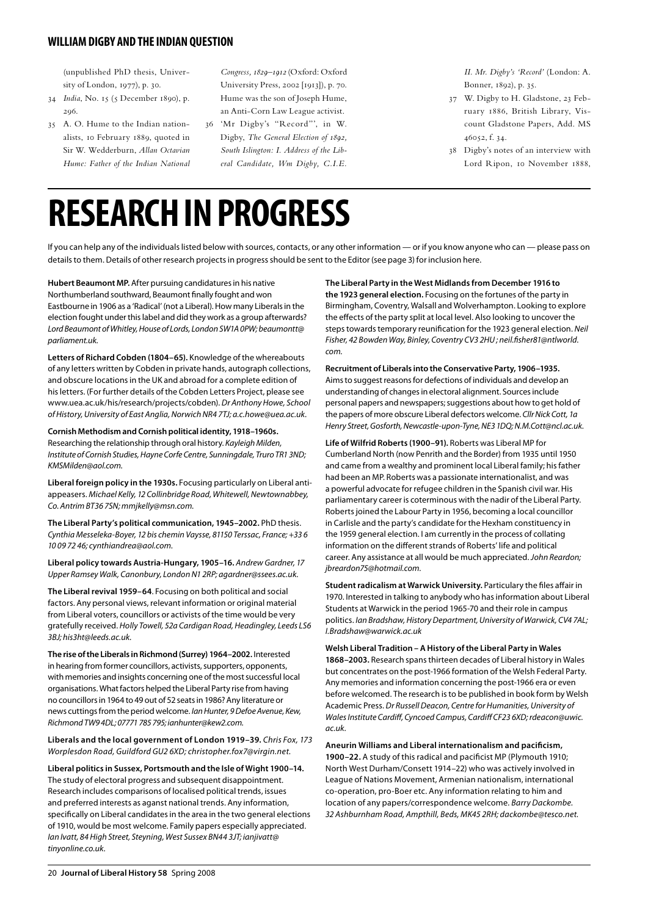(unpublished PhD thesis, University of London, 1977), p. 30.

34 *India*, No. 15 (5 December 1890), p. 296.

35 A. O. Hume to the Indian nationalists, 10 February 1889, quoted in Sir W. Wedderburn, *Allan Octavian Hume: Father of the Indian National Congress, 1829–1912* (Oxford: Oxford University Press, 2002 [1913]), p. 70. Hume was the son of Joseph Hume, an Anti-Corn Law League activist.

36 'Mr Digby's "Record"', in W. Digby, *The General Election of 1892, South Islington: I. Address of the Liberal Candidate, Wm Digby, C.I.E. II. Mr. Digby's 'Record'* (London: A. Bonner, 1892), p. 35.

37 W. Digby to H. Gladstone, 23 February 1886, British Library, Viscount Gladstone Papers, Add. MS 46052, f. 34.

38 Digby's notes of an interview with Lord Ripon, 10 November 1888,

# RESEARCH IN PROGRESS

If you can help any of the individuals listed below with sources, contacts, or any other information — or if you know anyone who can — please pass on details to them. Details of other research projects in progress should be sent to the Editor (see page 3) for inclusion here.

**Hubert Beaumont MP.** After pursuing candidatures in his native Northumberland southward, Beaumont finally fought and won Eastbourne in 1906 as a 'Radical' (not a Liberal). How many Liberals in the election fought under this label and did they work as a group afterwards? *Lord Beaumont of Whitley, House of Lords, London SW1A 0PW; beaumontt@parliament.uk.*

**Letters of Richard Cobden (1804–65).** Knowledge of the whereabouts of any letters written by Cobden in private hands, autograph collections, and obscure locations in the UK and abroad for a complete edition of his letters. (For further details of the Cobden Letters Project, please see www.uea.ac.uk/his/research/projects/cobden). *Dr Anthony Howe, School of History, University of East Anglia, Norwich NR4 7TJ; a.c.howe@uea.ac.uk.*

**Cornish Methodism and Cornish political identity, 1918–1960s.** Researching the relationship through oral history. *Kayleigh Milden, Institute of Cornish Studies, Hayne Corfe Centre, Sunningdale, Truro TR1 3ND; KMSMilden@aol.com.*

**Liberal foreign policy in the 1930s.** Focusing particularly on Liberal anti-appeasers. *Michael Kelly, 12 Collinbridge Road, Whitewell, Newtownabbey, Co. Antrim BT36 7SN; mmjkelly@msn.com.*

**The Liberal Party's political communication, 1945–2002.** PhD thesis. *Cynthia Messeleka-Boyer, 12 bis chemin Vaysse, 81150 Terssac, France; +33 6 10 09 72 46; cynthiandrea@aol.com.*

**Liberal policy towards Austria-Hungary, 1905–16.** *Andrew Gardner, 17 Upper Ramsey Walk, Canonbury, London N1 2RP; agardner@ssees.ac.uk.*

**The Liberal revival 1959–64**. Focusing on both political and social factors. Any personal views, relevant information or original material from Liberal voters, councillors or activists of the time would be very gratefully received. *Holly Towell, 52a Cardigan Road, Headingley, Leeds LS6 3BJ; his3ht@leeds.ac.uk.*

**The rise of the Liberals in Richmond (Surrey) 1964–2002.** Interested in hearing from former councillors, activists, supporters, opponents, with memories and insights concerning one of the most successful local organisations. What factors helped the Liberal Party rise from having no councillors in 1964 to 49 out of 52 seats in 1986? Any literature or news cuttings from the period welcome. *Ian Hunter, 9 Defoe Avenue, Kew, Richmond TW9 4DL; 07771 785 795; ianhunter@kew2.com.*

**Liberals and the local government of London 1919–39.** *Chris Fox, 173 Worplesdon Road, Guildford GU2 6XD; christopher.fox7@virgin.net.*

**Liberal politics in Sussex, Portsmouth and the Isle of Wight 1900–14.** The study of electoral progress and subsequent disappointment. Research includes comparisons of localised political trends, issues and preferred interests as aganst national trends. Any information, specifically on Liberal candidates in the area in the two general elections of 1910, would be most welcome. Family papers especially appreciated. *Ian Ivatt, 84 High Street, Steyning, West Sussex BN44 3JT; ianjivatt@tinyonline.co.uk.*

**The Liberal Party in the West Midlands from December 1916 to the 1923 general election.** Focusing on the fortunes of the party in Birmingham, Coventry, Walsall and Wolverhampton. Looking to explore the effects of the party split at local level. Also looking to uncover the steps towards temporary reunification for the 1923 general election. *Neil Fisher, 42 Bowden Way, Binley, Coventry CV3 2HU ; neil.fisher81@ntlworld.com.*

**Recruitment of Liberals into the Conservative Party, 1906–1935.** Aims to suggest reasons for defections of individuals and develop an understanding of changes in electoral alignment. Sources include personal papers and newspapers; suggestions about how to get hold of the papers of more obscure Liberal defectors welcome. *Cllr Nick Cott, 1a Henry Street, Gosforth, Newcastle-upon-Tyne, NE3 1DQ; N.M.Cott@ncl.ac.uk.*

**Life of Wilfrid Roberts (1900–91).** Roberts was Liberal MP for Cumberland North (now Penrith and the Border) from 1935 until 1950 and came from a wealthy and prominent local Liberal family; his father had been an MP. Roberts was a passionate internationalist, and was a powerful advocate for refugee children in the Spanish civil war. His parliamentary career is coterminous with the nadir of the Liberal Party. Roberts joined the Labour Party in 1956, becoming a local councillor in Carlisle and the party's candidate for the Hexham constituency in the 1959 general election. I am currently in the process of collating information on the different strands of Roberts' life and political career. Any assistance at all would be much appreciated. *John Reardon; jbreardon75@hotmail.com.*

**Student radicalism at Warwick University.** Particulary the files affair in 1970. Interested in talking to anybody who has information about Liberal Students at Warwick in the period 1965-70 and their role in campus politics. *Ian Bradshaw, History Department, University of Warwick, CV4 7AL; I.Bradshaw@warwick.ac.uk*

**Welsh Liberal Tradition – A History of the Liberal Party in Wales 1868–2003.** Research spans thirteen decades of Liberal history in Wales but concentrates on the post-1966 formation of the Welsh Federal Party. Any memories and information concerning the post-1966 era or even before welcomed. The research is to be published in book form by Welsh Academic Press. *Dr Russell Deacon, Centre for Humanities, University of Wales Institute Cardiff, Cyncoed Campus, Cardiff CF23 6XD; rdeacon@uwic.ac.uk.*

**Aneurin Williams and Liberal internationalism and pacificism, 1900–22.** A study of this radical and pacificist MP (Plymouth 1910; North West Durham/Consett 1914–22) who was actively involved in League of Nations Movement, Armenian nationalism, international co-operation, pro-Boer etc. Any information relating to him and location of any papers/correspondence welcome. *Barry Dackombe. 32 Ashburnham Road, Ampthill, Beds, MK45 2RH; dackombe@tesco.net.*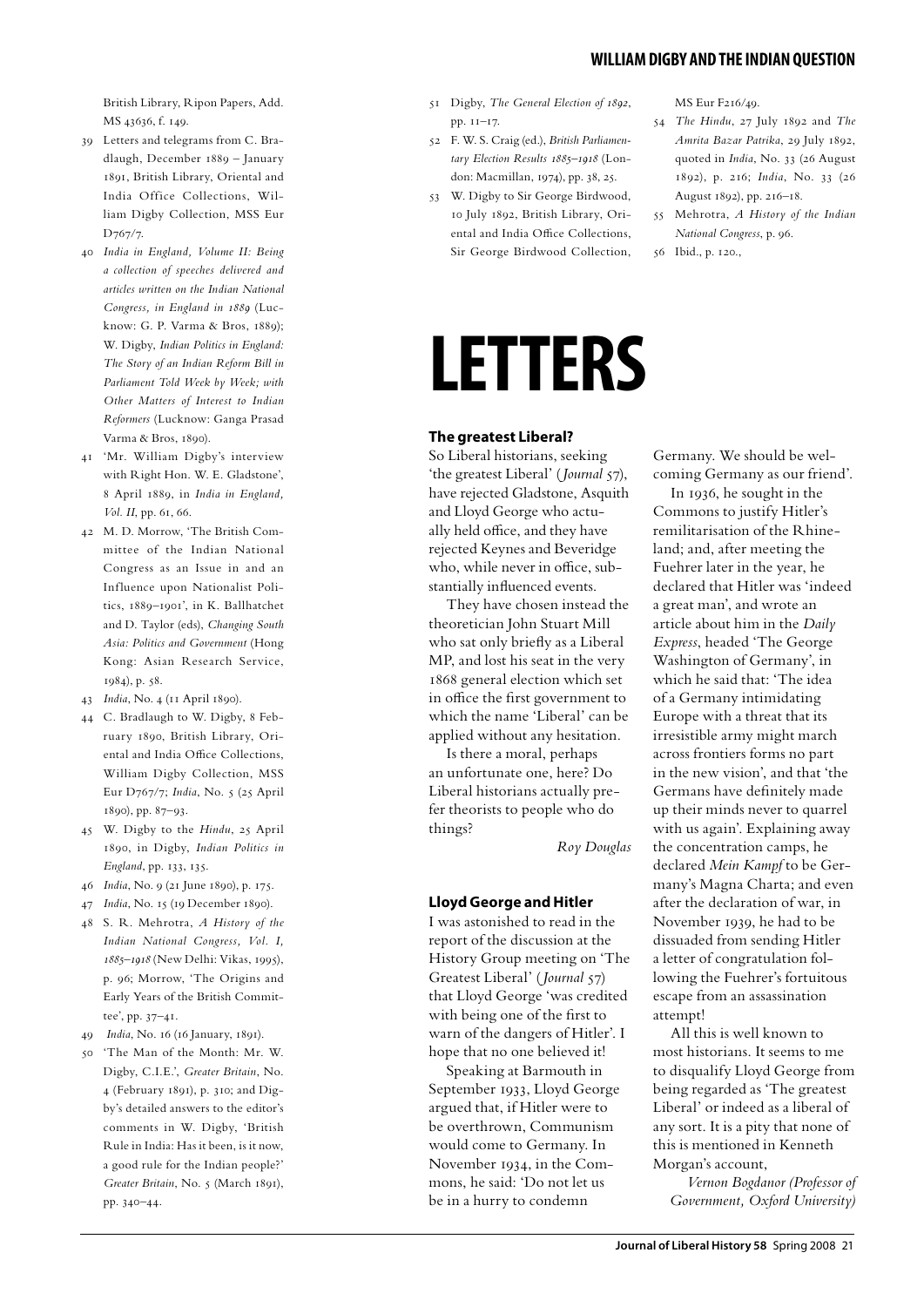British Library, Ripon Papers, Add. MS 43636, f. 149.

39 Letters and telegrams from C. Bradlaugh, December 1889 – January 1891, British Library, Oriental and India Office Collections, William Digby Collection, MSS Eur D767/7.
40 *India in England, Volume II: Being a collection of speeches delivered and articles written on the Indian National Congress, in England in 1889* (Lucknow: G. P. Varma & Bros, 1889); W. Digby, *Indian Politics in England: The Story of an Indian Reform Bill in Parliament Told Week by Week; with Other Matters of Interest to Indian Reformers* (Lucknow: Ganga Prasad Varma & Bros, 1890).
41 'Mr. William Digby's interview with Right Hon. W. E. Gladstone', 8 April 1889, in *India in England, Vol. II*, pp. 61, 66.
42 M. D. Morrow, 'The British Committee of the Indian National Congress as an Issue in and an Influence upon Nationalist Politics, 1889–1901', in K. Ballhatchet and D. Taylor (eds), *Changing South Asia: Politics and Government* (Hong Kong: Asian Research Service, 1984), p. 58.
43 *India*, No. 4 (11 April 1890).
44 C. Bradlaugh to W. Digby, 8 February 1890, British Library, Oriental and India Office Collections, William Digby Collection, MSS Eur D767/7; *India*, No. 5 (25 April 1890), pp. 87–93.
45 W. Digby to the *Hindu*, 25 April 1890, in Digby, *Indian Politics in England*, pp. 133, 135.
46 *India*, No. 9 (21 June 1890), p. 175.
47 *India*, No. 15 (19 December 1890).
48 S. R. Mehrotra, *A History of the Indian National Congress, Vol. I, 1885–1918* (New Delhi: Vikas, 1995), p. 96; Morrow, 'The Origins and Early Years of the British Committee', pp. 37–41.
49 *India*, No. 16 (16 January, 1891).
50 'The Man of the Month: Mr. W. Digby, C.I.E.', *Greater Britain*, No. 4 (February 1891), p. 310; and Digby's detailed answers to the editor's comments in W. Digby, 'British Rule in India: Has it been, is it now, a good rule for the Indian people?' *Greater Britain*, No. 5 (March 1891), pp. 340–44.
51 Digby, *The General Election of 1892*, pp. 11–17.
52 F. W. S. Craig (ed.), *British Parliamentary Election Results 1885–1918* (London: Macmillan, 1974), pp. 38, 25.
53 W. Digby to Sir George Birdwood, 10 July 1892, British Library, Oriental and India Office Collections, Sir George Birdwood Collection, MS Eur F216/49.
54 *The Hindu*, 27 July 1892 and *The Amrita Bazar Patrika*, 29 July 1892, quoted in *India*, No. 33 (26 August 1892), p. 216; *India*, No. 33 (26 August 1892), pp. 216–18.
55 Mehrotra, *A History of the Indian National Congress*, p. 96.
56 Ibid., p. 120.,

# LETTERS

## The greatest Liberal?

So Liberal historians, seeking 'the greatest Liberal' (*Journal* 57), have rejected Gladstone, Asquith and Lloyd George who actually held office, and they have rejected Keynes and Beveridge who, while never in office, substantially influenced events.

They have chosen instead the theoretician John Stuart Mill who sat only briefly as a Liberal MP, and lost his seat in the very 1868 general election which set in office the first government to which the name 'Liberal' can be applied without any hesitation.

Is there a moral, perhaps an unfortunate one, here? Do Liberal historians actually prefer theorists to people who do things?

*Roy Douglas*

## Lloyd George and Hitler

I was astonished to read in the report of the discussion at the History Group meeting on 'The Greatest Liberal' (*Journal* 57) that Lloyd George 'was credited with being one of the first to warn of the dangers of Hitler'. I hope that no one believed it!

Speaking at Barmouth in September 1933, Lloyd George argued that, if Hitler were to be overthrown, Communism would come to Germany. In November 1934, in the Commons, he said: 'Do not let us be in a hurry to condemn Germany. We should be welcoming Germany as our friend'.

In 1936, he sought in the Commons to justify Hitler's remilitarisation of the Rhineland; and, after meeting the Fuehrer later in the year, he declared that Hitler was 'indeed a great man', and wrote an article about him in the *Daily Express*, headed 'The George Washington of Germany', in which he said that: 'The idea of a Germany intimidating Europe with a threat that its irresistible army might march across frontiers forms no part in the new vision', and that 'the Germans have definitely made up their minds never to quarrel with us again'. Explaining away the concentration camps, he declared *Mein Kampf* to be Germany's Magna Charta; and even after the declaration of war, in November 1939, he had to be dissuaded from sending Hitler a letter of congratulation following the Fuehrer's fortuitous escape from an assassination attempt!

All this is well known to most historians. It seems to me to disqualify Lloyd George from being regarded as 'The greatest Liberal' or indeed as a liberal of any sort. It is a pity that none of this is mentioned in Kenneth Morgan's account,

*Vernon Bogdanor (Professor of Government, Oxford University)*